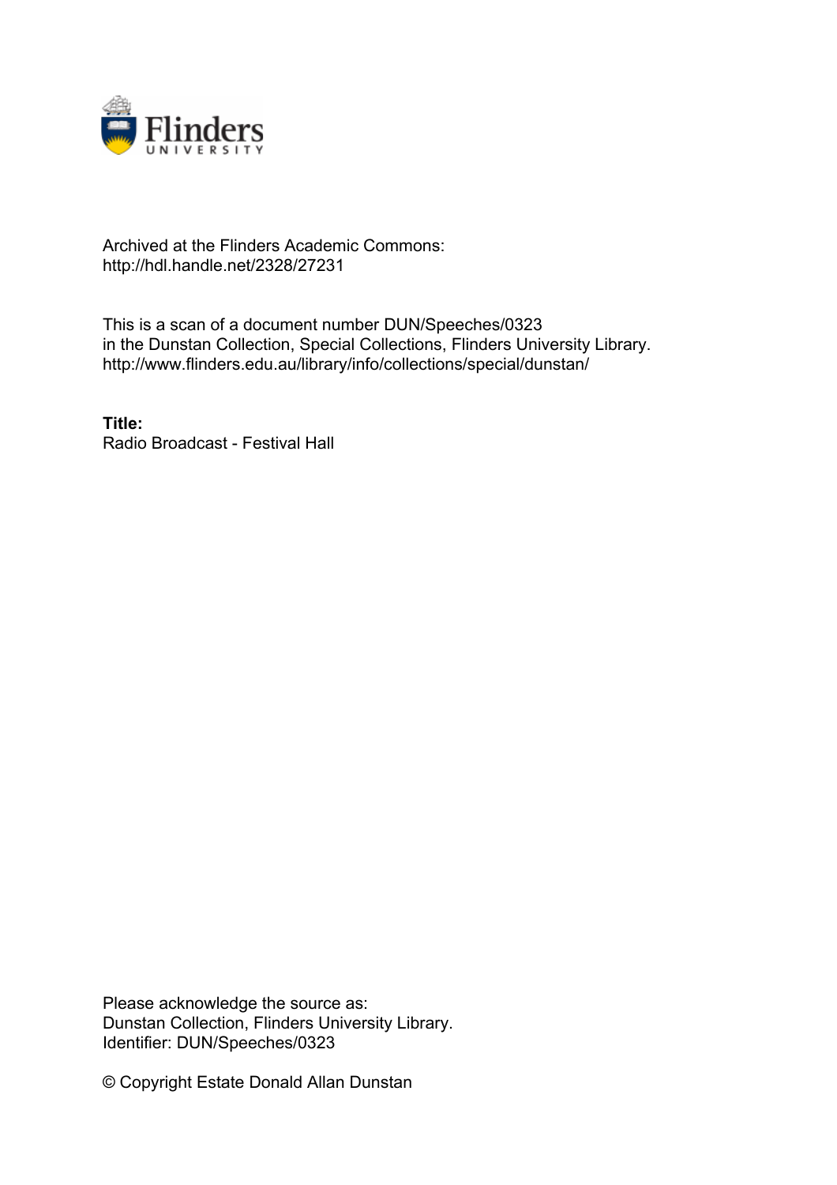Archived at the Flinders Academic Commons:
http://hdl.handle.net/2328/27231

This is a scan of a document number DUN/Speeches/0323
in the Dunstan Collection, Special Collections, Flinders University Library.
http://www.flinders.edu.au/library/info/collections/special/dunstan/

**Title:**
Radio Broadcast - Festival Hall

Please acknowledge the source as:
Dunstan Collection, Flinders University Library.
Identifier: DUN/Speeches/0323

© Copyright Estate Donald Allan Dunstan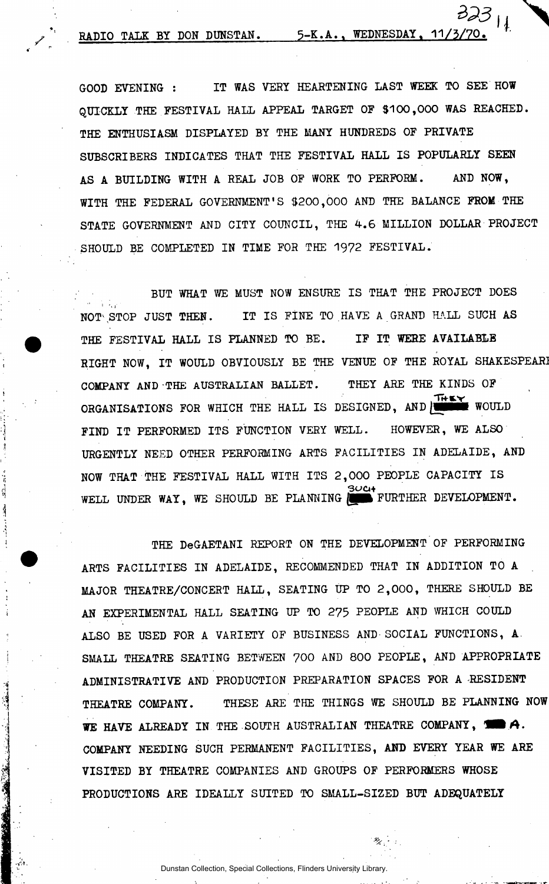RADIO TALK BY DON DUNSTAN. 5-K.A., WEDNESDAY, 11/3/70.

GOOD EVENING : IT WAS VERY HEARTENING LAST WEEK TO SEE HOW QUICKLY THE FESTIVAL HALL APPEAL TARGET OF $100,000 WAS REACHED. THE ENTHUSIASM DISPLAYED BY THE MANY HUNDREDS OF PRIVATE SUBSCRIBERS INDICATES THAT THE FESTIVAL HALL IS POPULARLY SEEN AS A BUILDING WITH A REAL JOB OF WORK TO PERFORM. AND NOW, WITH THE FEDERAL GOVERNMENT'S $200,000 AND THE BALANCE FROM THE STATE GOVERNMENT AND CITY COUNCIL, THE 4.6 MILLION DOLLAR PROJECT SHOULD BE COMPLETED IN TIME FOR THE 1972 FESTIVAL.

BUT WHAT WE MUST NOW ENSURE IS THAT THE PROJECT DOES NOT STOP JUST THEN. IT IS FINE TO HAVE A GRAND HALL SUCH AS THE FESTIVAL HALL IS PLANNED TO BE. IF IT WERE AVAILABLE RIGHT NOW, IT WOULD OBVIOUSLY BE THE VENUE OF THE ROYAL SHAKESPEARE COMPANY AND THE AUSTRALIAN BALLET. THEY ARE THE KINDS OF ORGANISATIONS FOR WHICH THE HALL IS DESIGNED, AND THEY WOULD FIND IT PERFORMED ITS FUNCTION VERY WELL. HOWEVER, WE ALSO URGENTLY NEED OTHER PERFORMING ARTS FACILITIES IN ADELAIDE, AND NOW THAT THE FESTIVAL HALL WITH ITS 2,000 PEOPLE CAPACITY IS WELL UNDER WAY, WE SHOULD BE PLANNING SUCH FURTHER DEVELOPMENT.

THE DeGAETANI REPORT ON THE DEVELOPMENT OF PERFORMING ARTS FACILITIES IN ADELAIDE, RECOMMENDED THAT IN ADDITION TO A MAJOR THEATRE/CONCERT HALL, SEATING UP TO 2,000, THERE SHOULD BE AN EXPERIMENTAL HALL SEATING UP TO 275 PEOPLE AND WHICH COULD ALSO BE USED FOR A VARIETY OF BUSINESS AND SOCIAL FUNCTIONS, A SMALL THEATRE SEATING BETWEEN 700 AND 800 PEOPLE, AND APPROPRIATE ADMINISTRATIVE AND PRODUCTION PREPARATION SPACES FOR A RESIDENT THEATRE COMPANY. THESE ARE THE THINGS WE SHOULD BE PLANNING NOW WE HAVE ALREADY IN THE SOUTH AUSTRALIAN THEATRE COMPANY, A COMPANY NEEDING SUCH PERMANENT FACILITIES, AND EVERY YEAR WE ARE VISITED BY THEATRE COMPANIES AND GROUPS OF PERFORMERS WHOSE PRODUCTIONS ARE IDEALLY SUITED TO SMALL-SIZED BUT ADEQUATELY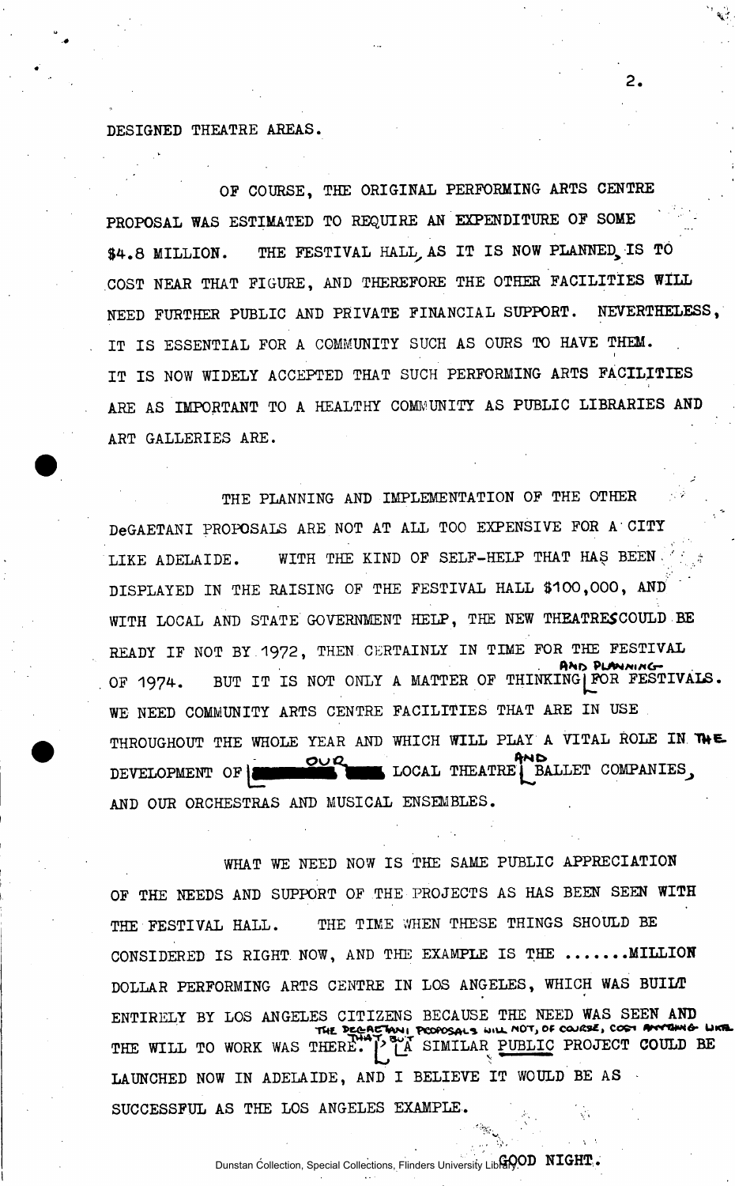DESIGNED THEATRE AREAS.

OF COURSE, THE ORIGINAL PERFORMING ARTS CENTRE PROPOSAL WAS ESTIMATED TO REQUIRE AN EXPENDITURE OF SOME $4.8 MILLION. THE FESTIVAL HALL, AS IT IS NOW PLANNED, IS TO COST NEAR THAT FIGURE, AND THEREFORE THE OTHER FACILITIES WILL NEED FURTHER PUBLIC AND PRIVATE FINANCIAL SUPPORT. NEVERTHELESS, IT IS ESSENTIAL FOR A COMMUNITY SUCH AS OURS TO HAVE THEM. IT IS NOW WIDELY ACCEPTED THAT SUCH PERFORMING ARTS FACILITIES ARE AS IMPORTANT TO A HEALTHY COMMUNITY AS PUBLIC LIBRARIES AND ART GALLERIES ARE.

THE PLANNING AND IMPLEMENTATION OF THE OTHER DeGAETANI PROPOSALS ARE NOT AT ALL TOO EXPENSIVE FOR A CITY LIKE ADELAIDE. WITH THE KIND OF SELF-HELP THAT HAS BEEN DISPLAYED IN THE RAISING OF THE FESTIVAL HALL $100,000, AND WITH LOCAL AND STATE GOVERNMENT HELP, THE NEW THEATRES COULD BE READY IF NOT BY 1972, THEN CERTAINLY IN TIME FOR THE FESTIVAL OF 1974. BUT IT IS NOT ONLY A MATTER OF THINKING AND PLANNING FOR FESTIVALS. WE NEED COMMUNITY ARTS CENTRE FACILITIES THAT ARE IN USE THROUGHOUT THE WHOLE YEAR AND WHICH WILL PLAY A VITAL ROLE IN THE DEVELOPMENT OF OUR LOCAL THEATRE AND BALLET COMPANIES, AND OUR ORCHESTRAS AND MUSICAL ENSEMBLES.

WHAT WE NEED NOW IS THE SAME PUBLIC APPRECIATION OF THE NEEDS AND SUPPORT OF THE PROJECTS AS HAS BEEN SEEN WITH THE FESTIVAL HALL. THE TIME WHEN THESE THINGS SHOULD BE CONSIDERED IS RIGHT NOW, AND THE EXAMPLE IS THE .......MILLION DOLLAR PERFORMING ARTS CENTRE IN LOS ANGELES, WHICH WAS BUILT ENTIRELY BY LOS ANGELES CITIZENS BECAUSE THE NEED WAS SEEN AND THE WILL TO WORK WAS THERE. THE DeGAETANI PROPOSALS WILL NOT, OF COURSE, COST ANYTHING LIKE THAT, BUT A SIMILAR PUBLIC PROJECT COULD BE LAUNCHED NOW IN ADELAIDE, AND I BELIEVE IT WOULD BE AS SUCCESSFUL AS THE LOS ANGELES EXAMPLE.

GOOD NIGHT.